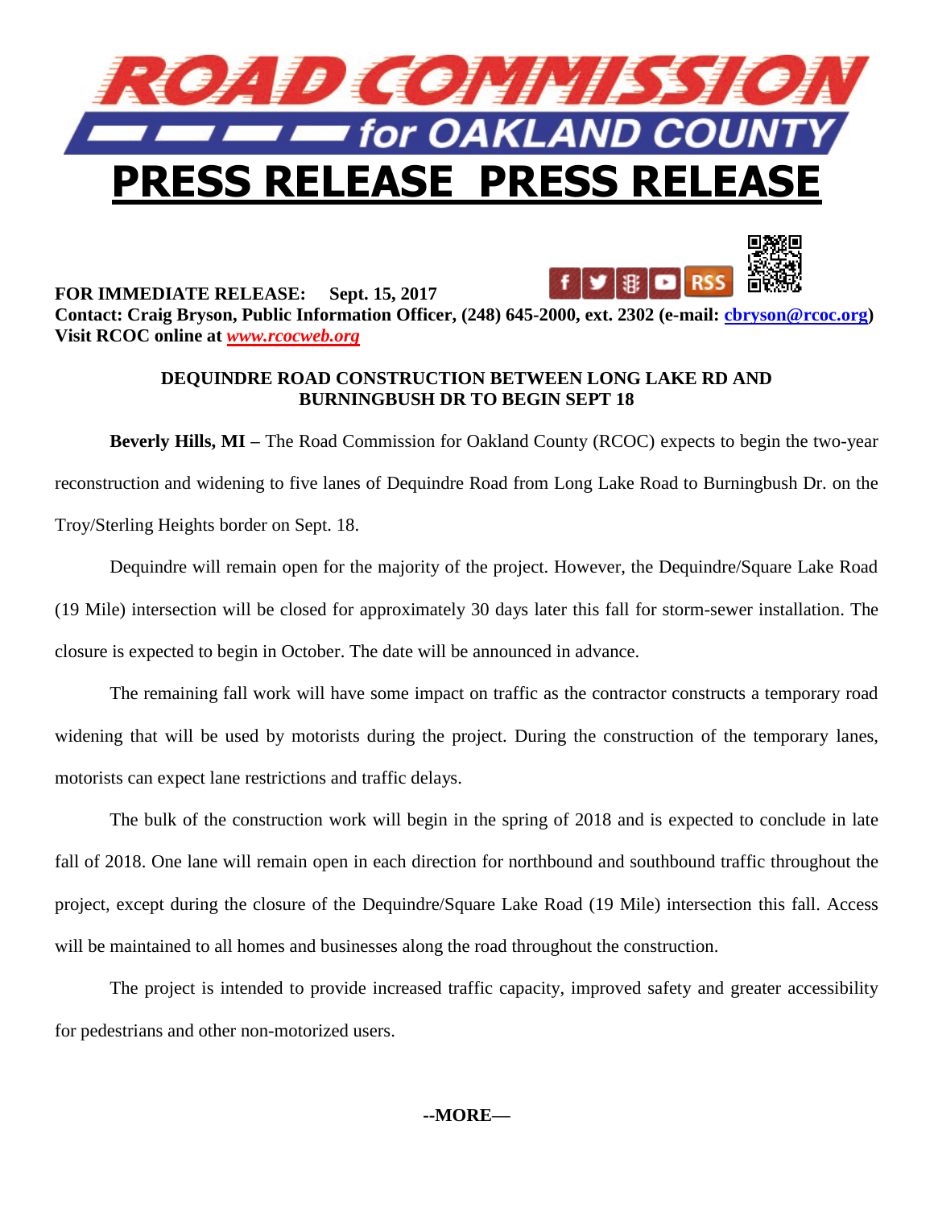# ROAD COMMISSION for OAKLAND COUNTY

# PRESS RELEASE PRESS RELEASE

**FOR IMMEDIATE RELEASE: Sept. 15, 2017**
**Contact: Craig Bryson, Public Information Officer, (248) 645-2000, ext. 2302 (e-mail: cbryson@rcoc.org)**
**Visit RCOC online at *www.rcocweb.org***

**DEQUINDRE ROAD CONSTRUCTION BETWEEN LONG LAKE RD AND BURNINGBUSH DR TO BEGIN SEPT 18**

**Beverly Hills, MI –** The Road Commission for Oakland County (RCOC) expects to begin the two-year reconstruction and widening to five lanes of Dequindre Road from Long Lake Road to Burningbush Dr. on the Troy/Sterling Heights border on Sept. 18.

Dequindre will remain open for the majority of the project. However, the Dequindre/Square Lake Road (19 Mile) intersection will be closed for approximately 30 days later this fall for storm-sewer installation. The closure is expected to begin in October. The date will be announced in advance.

The remaining fall work will have some impact on traffic as the contractor constructs a temporary road widening that will be used by motorists during the project. During the construction of the temporary lanes, motorists can expect lane restrictions and traffic delays.

The bulk of the construction work will begin in the spring of 2018 and is expected to conclude in late fall of 2018. One lane will remain open in each direction for northbound and southbound traffic throughout the project, except during the closure of the Dequindre/Square Lake Road (19 Mile) intersection this fall. Access will be maintained to all homes and businesses along the road throughout the construction.

The project is intended to provide increased traffic capacity, improved safety and greater accessibility for pedestrians and other non-motorized users.

**--MORE—**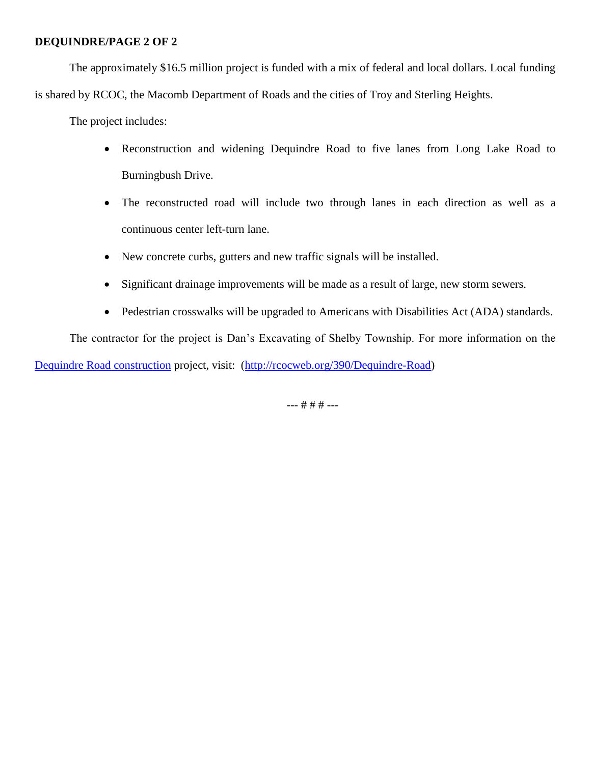The approximately $16.5 million project is funded with a mix of federal and local dollars. Local funding is shared by RCOC, the Macomb Department of Roads and the cities of Troy and Sterling Heights.

The project includes:

- Reconstruction and widening Dequindre Road to five lanes from Long Lake Road to Burningbush Drive.
- The reconstructed road will include two through lanes in each direction as well as a continuous center left-turn lane.
- New concrete curbs, gutters and new traffic signals will be installed.
- Significant drainage improvements will be made as a result of large, new storm sewers.
- Pedestrian crosswalks will be upgraded to Americans with Disabilities Act (ADA) standards.

The contractor for the project is Dan's Excavating of Shelby Township. For more information on the [Dequindre Road construction](http://rcocweb.org/390/Dequindre-Road) project, visit: (http://rcocweb.org/390/Dequindre-Road)

--- # # # ---